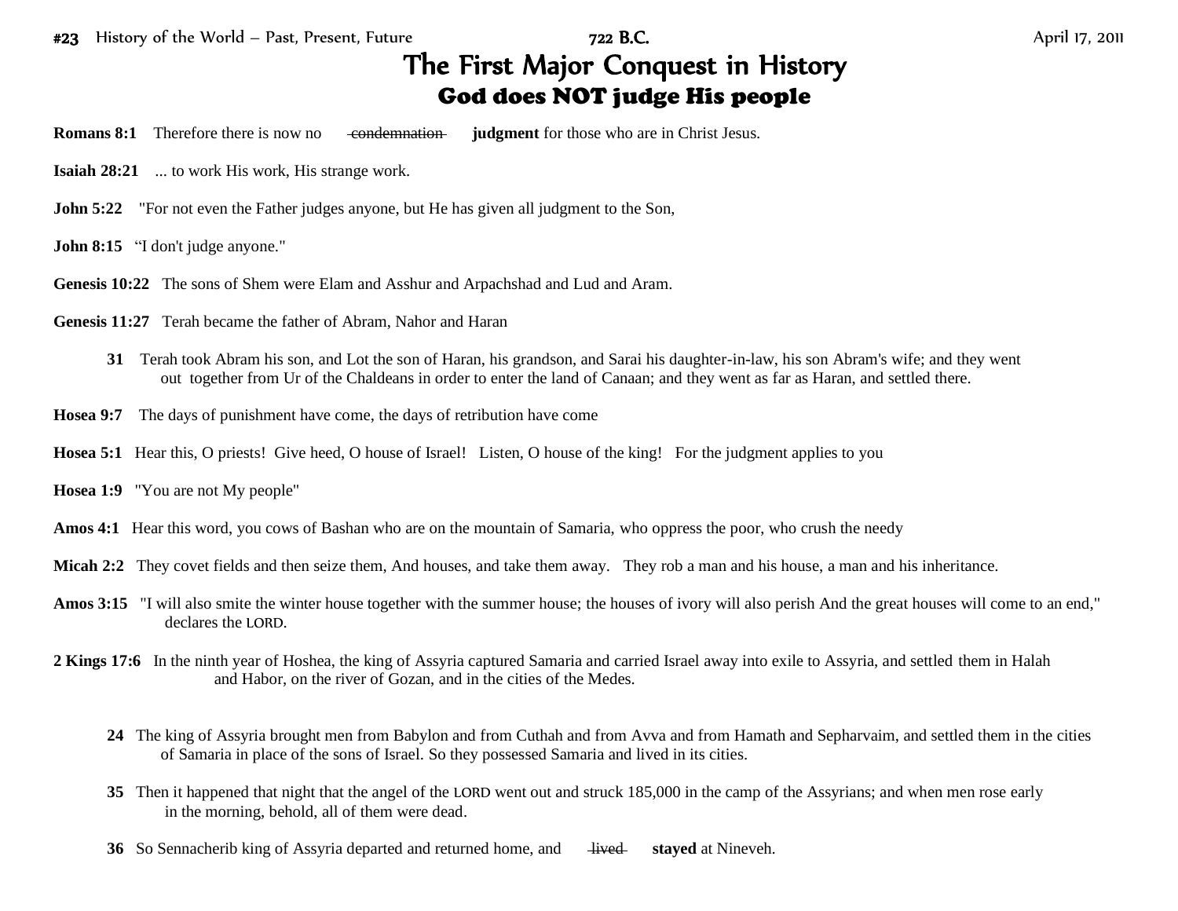#23 History of the World – Past, Present, Future 722 B.C. April 17, 2011

# The First Major Conquest in History

## God does NOT judge His people

**Romans 8:1** Therefore there is now no ~~condemnation~~ **judgment** for those who are in Christ Jesus.

**Isaiah 28:21** ... to work His work, His strange work.

**John 5:22** "For not even the Father judges anyone, but He has given all judgment to the Son,

**John 8:15** "I don't judge anyone."

**Genesis 10:22** The sons of Shem were Elam and Asshur and Arpachshad and Lud and Aram.

**Genesis 11:27** Terah became the father of Abram, Nahor and Haran

**31** Terah took Abram his son, and Lot the son of Haran, his grandson, and Sarai his daughter-in-law, his son Abram's wife; and they went out together from Ur of the Chaldeans in order to enter the land of Canaan; and they went as far as Haran, and settled there.

**Hosea 9:7** The days of punishment have come, the days of retribution have come

**Hosea 5:1** Hear this, O priests! Give heed, O house of Israel! Listen, O house of the king! For the judgment applies to you

**Hosea 1:9** "You are not My people"

**Amos 4:1** Hear this word, you cows of Bashan who are on the mountain of Samaria, who oppress the poor, who crush the needy

**Micah 2:2** They covet fields and then seize them, And houses, and take them away. They rob a man and his house, a man and his inheritance.

**Amos 3:15** "I will also smite the winter house together with the summer house; the houses of ivory will also perish And the great houses will come to an end," declares the LORD.

**2 Kings 17:6** In the ninth year of Hoshea, the king of Assyria captured Samaria and carried Israel away into exile to Assyria, and settled them in Halah and Habor, on the river of Gozan, and in the cities of the Medes.

**24** The king of Assyria brought men from Babylon and from Cuthah and from Avva and from Hamath and Sepharvaim, and settled them in the cities of Samaria in place of the sons of Israel. So they possessed Samaria and lived in its cities.

**35** Then it happened that night that the angel of the LORD went out and struck 185,000 in the camp of the Assyrians; and when men rose early in the morning, behold, all of them were dead.

**36** So Sennacherib king of Assyria departed and returned home, and ~~lived~~ **stayed** at Nineveh.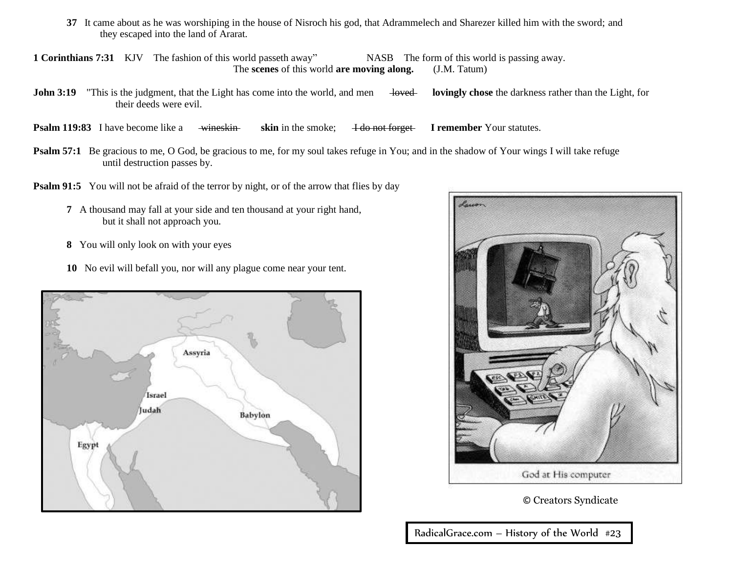**37** It came about as he was worshiping in the house of Nisroch his god, that Adrammelech and Sharezer killed him with the sword; and they escaped into the land of Ararat.

**1 Corinthians 7:31** KJV The fashion of this world passeth away" NASB The form of this world is passing away.
The **scenes** of this world **are moving along.** (J.M. Tatum)

**John 3:19** "This is the judgment, that the Light has come into the world, and men ~~loved~~ **lovingly chose** the darkness rather than the Light, for their deeds were evil.

**Psalm 119:83** I have become like a ~~wineskin~~ **skin** in the smoke; ~~I do not forget~~ **I remember** Your statutes.

**Psalm 57:1** Be gracious to me, O God, be gracious to me, for my soul takes refuge in You; and in the shadow of Your wings I will take refuge until destruction passes by.

**Psalm 91:5** You will not be afraid of the terror by night, or of the arrow that flies by day

**7** A thousand may fall at your side and ten thousand at your right hand, but it shall not approach you.

**8** You will only look on with your eyes

**10** No evil will befall you, nor will any plague come near your tent.

Assyria
Israel
Judah
Babylon
Egypt

God at His computer

© Creators Syndicate

RadicalGrace.com – History of the World #23